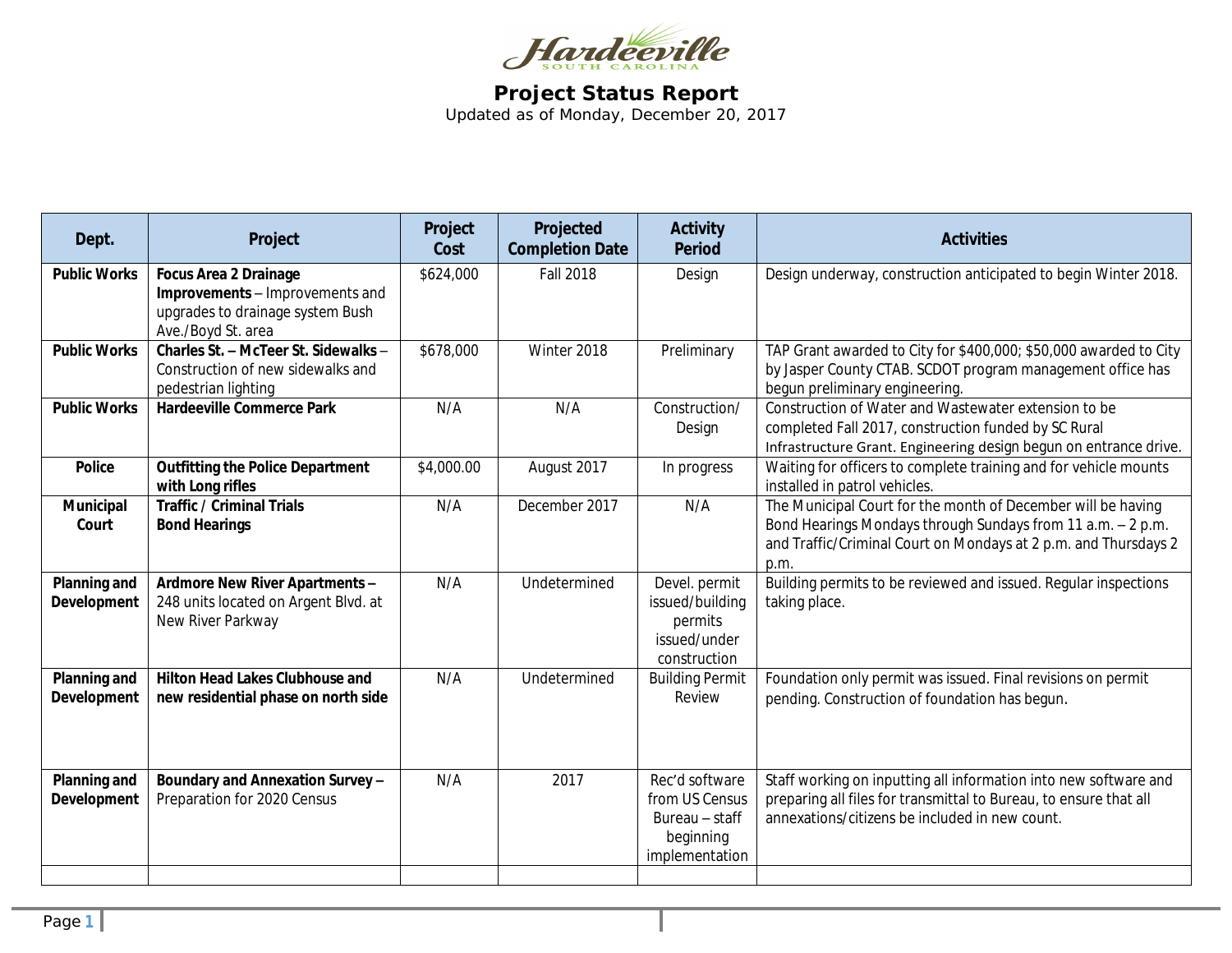Hardeeville
SOUTH CAROLINA

# Project Status Report

Updated as of Monday, December 20, 2017

| Dept. | Project | Project Cost | Projected Completion Date | Activity Period | Activities |
|---|---|---|---|---|---|
| **Public Works** | **Focus Area 2 Drainage Improvements** – Improvements and upgrades to drainage system Bush Ave./Boyd St. area | $624,000 | Fall 2018 | Design | Design underway, construction anticipated to begin Winter 2018. |
| **Public Works** | **Charles St. – McTeer St. Sidewalks** – Construction of new sidewalks and pedestrian lighting | $678,000 | Winter 2018 | Preliminary | TAP Grant awarded to City for $400,000; $50,000 awarded to City by Jasper County CTAB. SCDOT program management office has begun preliminary engineering. |
| **Public Works** | **Hardeeville Commerce Park** | N/A | N/A | Construction/ Design | Construction of Water and Wastewater extension to be completed Fall 2017, construction funded by SC Rural Infrastructure Grant. Engineering design begun on entrance drive. |
| **Police** | **Outfitting the Police Department with Long rifles** | $4,000.00 | August 2017 | In progress | Waiting for officers to complete training and for vehicle mounts installed in patrol vehicles. |
| **Municipal Court** | **Traffic / Criminal Trials Bond Hearings** | N/A | December 2017 | N/A | The Municipal Court for the month of December will be having Bond Hearings Mondays through Sundays from 11 a.m. – 2 p.m. and Traffic/Criminal Court on Mondays at 2 p.m. and Thursdays 2 p.m. |
| **Planning and Development** | **Ardmore New River Apartments** – 248 units located on Argent Blvd. at New River Parkway | N/A | Undetermined | Devel. permit issued/building permits issued/under construction | Building permits to be reviewed and issued. Regular inspections taking place. |
| **Planning and Development** | **Hilton Head Lakes Clubhouse and new residential phase on north side** | N/A | Undetermined | Building Permit Review | Foundation only permit was issued. Final revisions on permit pending. Construction of foundation has begun. |
| **Planning and Development** | **Boundary and Annexation Survey** – Preparation for 2020 Census | N/A | 2017 | Rec'd software from US Census Bureau – staff beginning implementation | Staff working on inputting all information into new software and preparing all files for transmittal to Bureau, to ensure that all annexations/citizens be included in new count. |
| | | | | | |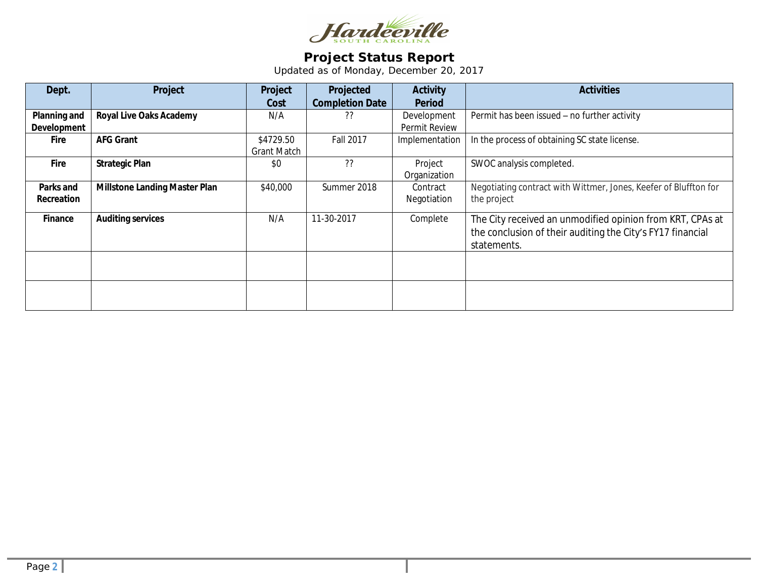# Project Status Report

Updated as of Monday, December 20, 2017

| Dept. | Project | Project Cost | Projected Completion Date | Activity Period | Activities |
|---|---|---|---|---|---|
| **Planning and Development** | **Royal Live Oaks Academy** | N/A | ?? | Development Permit Review | Permit has been issued – no further activity |
| **Fire** | **AFG Grant** | $4729.50 Grant Match | Fall 2017 | Implementation | In the process of obtaining SC state license. |
| **Fire** | **Strategic Plan** | $0 | ?? | Project Organization | SWOC analysis completed. |
| **Parks and Recreation** | **Millstone Landing Master Plan** | $40,000 | Summer 2018 | Contract Negotiation | Negotiating contract with Wittmer, Jones, Keefer of Bluffton for the project |
| **Finance** | **Auditing services** | N/A | 11-30-2017 | Complete | The City received an unmodified opinion from KRT, CPAs at the conclusion of their auditing the City's FY17 financial statements. |
| | | | | | |
| | | | | | |